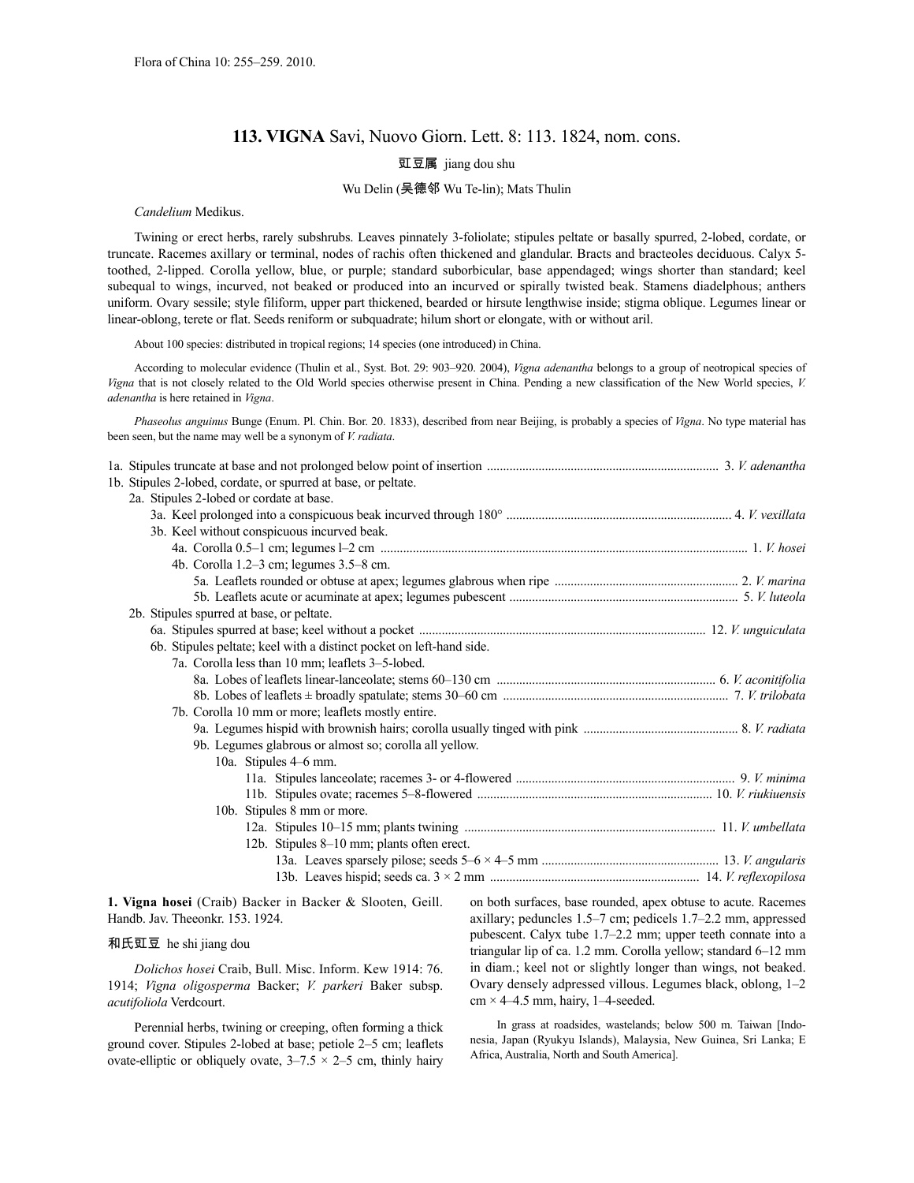Flora of China 10: 255–259. 2010.

# 113. VIGNA Savi, Nuovo Giorn. Lett. 8: 113. 1824, nom. cons.

豇豆属 jiang dou shu

Wu Delin (吴德邻 Wu Te-lin); Mats Thulin

*Candelium* Medikus.

Twining or erect herbs, rarely subshrubs. Leaves pinnately 3-foliolate; stipules peltate or basally spurred, 2-lobed, cordate, or truncate. Racemes axillary or terminal, nodes of rachis often thickened and glandular. Bracts and bracteoles deciduous. Calyx 5-toothed, 2-lipped. Corolla yellow, blue, or purple; standard suborbicular, base appendaged; wings shorter than standard; keel subequal to wings, incurved, not beaked or produced into an incurved or spirally twisted beak. Stamens diadelphous; anthers uniform. Ovary sessile; style filiform, upper part thickened, bearded or hirsute lengthwise inside; stigma oblique. Legumes linear or linear-oblong, terete or flat. Seeds reniform or subquadrate; hilum short or elongate, with or without aril.

About 100 species: distributed in tropical regions; 14 species (one introduced) in China.

According to molecular evidence (Thulin et al., Syst. Bot. 29: 903–920. 2004), *Vigna adenantha* belongs to a group of neotropical species of *Vigna* that is not closely related to the Old World species otherwise present in China. Pending a new classification of the New World species, *V. adenantha* is here retained in *Vigna*.

*Phaseolus anguinus* Bunge (Enum. Pl. Chin. Bor. 20. 1833), described from near Beijing, is probably a species of *Vigna*. No type material has been seen, but the name may well be a synonym of *V. radiata*.

1a. Stipules truncate at base and not prolonged below point of insertion .......... 3. *V. adenantha*
1b. Stipules 2-lobed, cordate, or spurred at base, or peltate.
  2a. Stipules 2-lobed or cordate at base.
    3a. Keel prolonged into a conspicuous beak incurved through 180° .......... 4. *V. vexillata*
    3b. Keel without conspicuous incurved beak.
      4a. Corolla 0.5–1 cm; legumes 1–2 cm .......... 1. *V. hosei*
      4b. Corolla 1.2–3 cm; legumes 3.5–8 cm.
        5a. Leaflets rounded or obtuse at apex; legumes glabrous when ripe .......... 2. *V. marina*
        5b. Leaflets acute or acuminate at apex; legumes pubescent .......... 5. *V. luteola*
  2b. Stipules spurred at base, or peltate.
    6a. Stipules spurred at base; keel without a pocket .......... 12. *V. unguiculata*
    6b. Stipules peltate; keel with a distinct pocket on left-hand side.
      7a. Corolla less than 10 mm; leaflets 3–5-lobed.
        8a. Lobes of leaflets linear-lanceolate; stems 60–130 cm .......... 6. *V. aconitifolia*
        8b. Lobes of leaflets ± broadly spatulate; stems 30–60 cm .......... 7. *V. trilobata*
      7b. Corolla 10 mm or more; leaflets mostly entire.
        9a. Legumes hispid with brownish hairs; corolla usually tinged with pink .......... 8. *V. radiata*
        9b. Legumes glabrous or almost so; corolla all yellow.
          10a. Stipules 4–6 mm.
            11a. Stipules lanceolate; racemes 3- or 4-flowered .......... 9. *V. minima*
            11b. Stipules ovate; racemes 5–8-flowered .......... 10. *V. riukiuensis*
          10b. Stipules 8 mm or more.
            12a. Stipules 10–15 mm; plants twining .......... 11. *V. umbellata*
            12b. Stipules 8–10 mm; plants often erect.
              13a. Leaves sparsely pilose; seeds 5–6 × 4–5 mm .......... 13. *V. angularis*
              13b. Leaves hispid; seeds ca. 3 × 2 mm .......... 14. *V. reflexopilosa*

**1. Vigna hosei** (Craib) Backer in Backer & Slooten, Geill. Handb. Jav. Theeonkr. 153. 1924.

和氏豇豆 he shi jiang dou

*Dolichos hosei* Craib, Bull. Misc. Inform. Kew 1914: 76. 1914; *Vigna oligosperma* Backer; *V. parkeri* Baker subsp. *acutifoliola* Verdcourt.

Perennial herbs, twining or creeping, often forming a thick ground cover. Stipules 2-lobed at base; petiole 2–5 cm; leaflets ovate-elliptic or obliquely ovate, 3–7.5 × 2–5 cm, thinly hairy on both surfaces, base rounded, apex obtuse to acute. Racemes axillary; peduncles 1.5–7 cm; pedicels 1.7–2.2 mm, appressed pubescent. Calyx tube 1.7–2.2 mm; upper teeth connate into a triangular lip of ca. 1.2 mm. Corolla yellow; standard 6–12 mm in diam.; keel not or slightly longer than wings, not beaked. Ovary densely adpressed villous. Legumes black, oblong, 1–2 cm × 4–4.5 mm, hairy, 1–4-seeded.

In grass at roadsides, wastelands; below 500 m. Taiwan [Indonesia, Japan (Ryukyu Islands), Malaysia, New Guinea, Sri Lanka; E Africa, Australia, North and South America].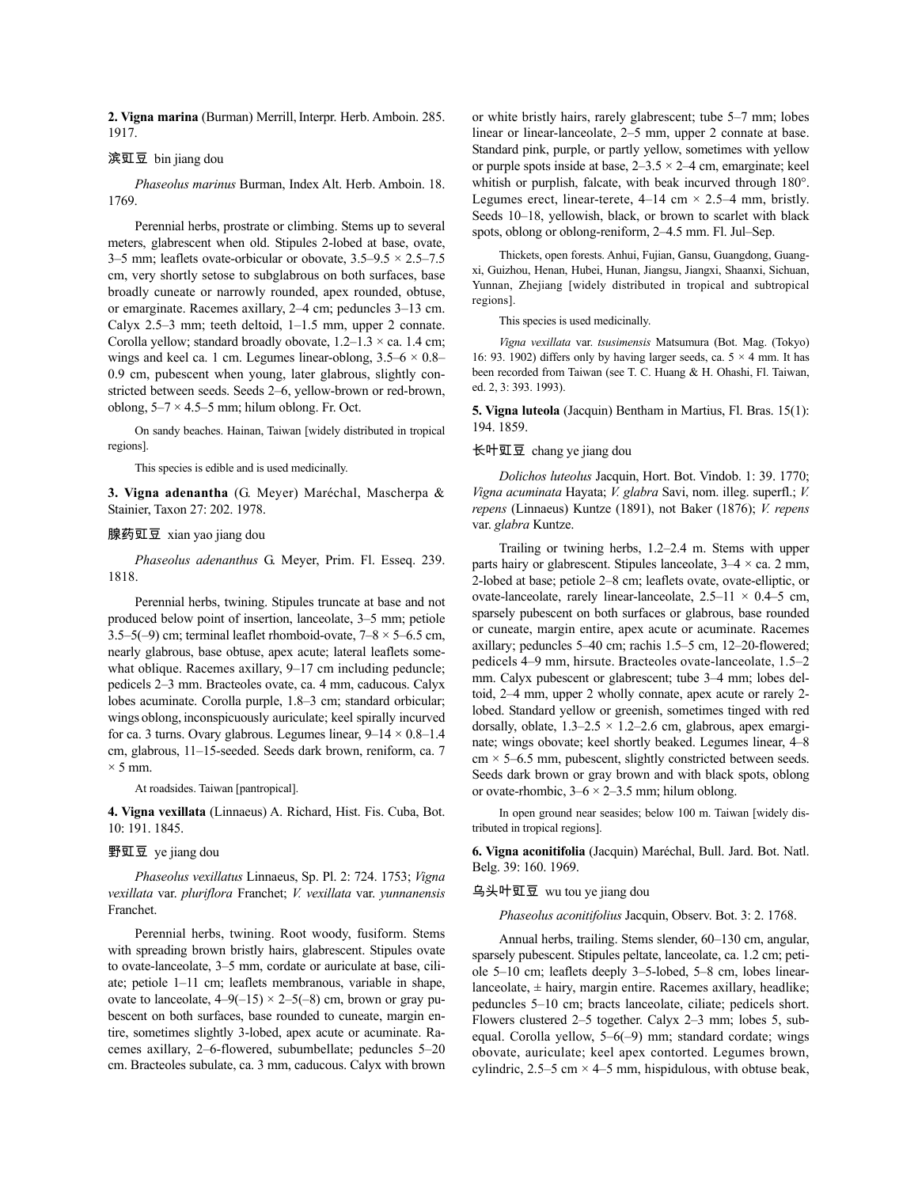**2. Vigna marina** (Burman) Merrill, Interpr. Herb. Amboin. 285. 1917.

滨豇豆 bin jiang dou

*Phaseolus marinus* Burman, Index Alt. Herb. Amboin. 18. 1769.

Perennial herbs, prostrate or climbing. Stems up to several meters, glabrescent when old. Stipules 2-lobed at base, ovate, 3–5 mm; leaflets ovate-orbicular or obovate, 3.5–9.5 × 2.5–7.5 cm, very shortly setose to subglabrous on both surfaces, base broadly cuneate or narrowly rounded, apex rounded, obtuse, or emarginate. Racemes axillary, 2–4 cm; peduncles 3–13 cm. Calyx 2.5–3 mm; teeth deltoid, 1–1.5 mm, upper 2 connate. Corolla yellow; standard broadly obovate, 1.2–1.3 × ca. 1.4 cm; wings and keel ca. 1 cm. Legumes linear-oblong, 3.5–6 × 0.8–0.9 cm, pubescent when young, later glabrous, slightly constricted between seeds. Seeds 2–6, yellow-brown or red-brown, oblong, 5–7 × 4.5–5 mm; hilum oblong. Fr. Oct.

On sandy beaches. Hainan, Taiwan [widely distributed in tropical regions].

This species is edible and is used medicinally.

**3. Vigna adenantha** (G. Meyer) Maréchal, Mascherpa & Stainier, Taxon 27: 202. 1978.

腺药豇豆 xian yao jiang dou

*Phaseolus adenanthus* G. Meyer, Prim. Fl. Esseq. 239. 1818.

Perennial herbs, twining. Stipules truncate at base and not produced below point of insertion, lanceolate, 3–5 mm; petiole 3.5–5(–9) cm; terminal leaflet rhomboid-ovate, 7–8 × 5–6.5 cm, nearly glabrous, base obtuse, apex acute; lateral leaflets somewhat oblique. Racemes axillary, 9–17 cm including peduncle; pedicels 2–3 mm. Bracteoles ovate, ca. 4 mm, caducous. Calyx lobes acuminate. Corolla purple, 1.8–3 cm; standard orbicular; wings oblong, inconspicuously auriculate; keel spirally incurved for ca. 3 turns. Ovary glabrous. Legumes linear, 9–14 × 0.8–1.4 cm, glabrous, 11–15-seeded. Seeds dark brown, reniform, ca. 7 × 5 mm.

At roadsides. Taiwan [pantropical].

**4. Vigna vexillata** (Linnaeus) A. Richard, Hist. Fis. Cuba, Bot. 10: 191. 1845.

野豇豆 ye jiang dou

*Phaseolus vexillatus* Linnaeus, Sp. Pl. 2: 724. 1753; *Vigna vexillata* var. *pluriflora* Franchet; *V. vexillata* var. *yunnanensis* Franchet.

Perennial herbs, twining. Root woody, fusiform. Stems with spreading brown bristly hairs, glabrescent. Stipules ovate to ovate-lanceolate, 3–5 mm, cordate or auriculate at base, ciliate; petiole 1–11 cm; leaflets membranous, variable in shape, ovate to lanceolate, 4–9(–15) × 2–5(–8) cm, brown or gray pubescent on both surfaces, base rounded to cuneate, margin entire, sometimes slightly 3-lobed, apex acute or acuminate. Racemes axillary, 2–6-flowered, subumbellate; peduncles 5–20 cm. Bracteoles subulate, ca. 3 mm, caducous. Calyx with brown or white bristly hairs, rarely glabrescent; tube 5–7 mm; lobes linear or linear-lanceolate, 2–5 mm, upper 2 connate at base. Standard pink, purple, or partly yellow, sometimes with yellow or purple spots inside at base, 2–3.5 × 2–4 cm, emarginate; keel whitish or purplish, falcate, with beak incurved through 180°. Legumes erect, linear-terete, 4–14 cm × 2.5–4 mm, bristly. Seeds 10–18, yellowish, black, or brown to scarlet with black spots, oblong or oblong-reniform, 2–4.5 mm. Fl. Jul–Sep.

Thickets, open forests. Anhui, Fujian, Gansu, Guangdong, Guangxi, Guizhou, Henan, Hubei, Hunan, Jiangsu, Jiangxi, Shaanxi, Sichuan, Yunnan, Zhejiang [widely distributed in tropical and subtropical regions].

This species is used medicinally.

*Vigna vexillata* var. *tsusimensis* Matsumura (Bot. Mag. (Tokyo) 16: 93. 1902) differs only by having larger seeds, ca. 5 × 4 mm. It has been recorded from Taiwan (see T. C. Huang & H. Ohashi, Fl. Taiwan, ed. 2, 3: 393. 1993).

**5. Vigna luteola** (Jacquin) Bentham in Martius, Fl. Bras. 15(1): 194. 1859.

长叶豇豆 chang ye jiang dou

*Dolichos luteolus* Jacquin, Hort. Bot. Vindob. 1: 39. 1770; *Vigna acuminata* Hayata; *V. glabra* Savi, nom. illeg. superfl.; *V. repens* (Linnaeus) Kuntze (1891), not Baker (1876); *V. repens* var. *glabra* Kuntze.

Trailing or twining herbs, 1.2–2.4 m. Stems with upper parts hairy or glabrescent. Stipules lanceolate, 3–4 × ca. 2 mm, 2-lobed at base; petiole 2–8 cm; leaflets ovate, ovate-elliptic, or ovate-lanceolate, rarely linear-lanceolate, 2.5–11 × 0.4–5 cm, sparsely pubescent on both surfaces or glabrous, base rounded or cuneate, margin entire, apex acute or acuminate. Racemes axillary; peduncles 5–40 cm; rachis 1.5–5 cm, 12–20-flowered; pedicels 4–9 mm, hirsute. Bracteoles ovate-lanceolate, 1.5–2 mm. Calyx pubescent or glabrescent; tube 3–4 mm; lobes deltoid, 2–4 mm, upper 2 wholly connate, apex acute or rarely 2-lobed. Standard yellow or greenish, sometimes tinged with red dorsally, oblate, 1.3–2.5 × 1.2–2.6 cm, glabrous, apex emarginate; wings obovate; keel shortly beaked. Legumes linear, 4–8 cm × 5–6.5 mm, pubescent, slightly constricted between seeds. Seeds dark brown or gray brown and with black spots, oblong or ovate-rhombic, 3–6 × 2–3.5 mm; hilum oblong.

In open ground near seasides; below 100 m. Taiwan [widely distributed in tropical regions].

**6. Vigna aconitifolia** (Jacquin) Maréchal, Bull. Jard. Bot. Natl. Belg. 39: 160. 1969.

乌头叶豇豆 wu tou ye jiang dou

*Phaseolus aconitifolius* Jacquin, Observ. Bot. 3: 2. 1768.

Annual herbs, trailing. Stems slender, 60–130 cm, angular, sparsely pubescent. Stipules peltate, lanceolate, ca. 1.2 cm; petiole 5–10 cm; leaflets deeply 3–5-lobed, 5–8 cm, lobes linear-lanceolate, ± hairy, margin entire. Racemes axillary, headlike; peduncles 5–10 cm; bracts lanceolate, ciliate; pedicels short. Flowers clustered 2–5 together. Calyx 2–3 mm; lobes 5, subequal. Corolla yellow, 5–6(–9) mm; standard cordate; wings obovate, auriculate; keel apex contorted. Legumes brown, cylindric, 2.5–5 cm × 4–5 mm, hispidulous, with obtuse beak,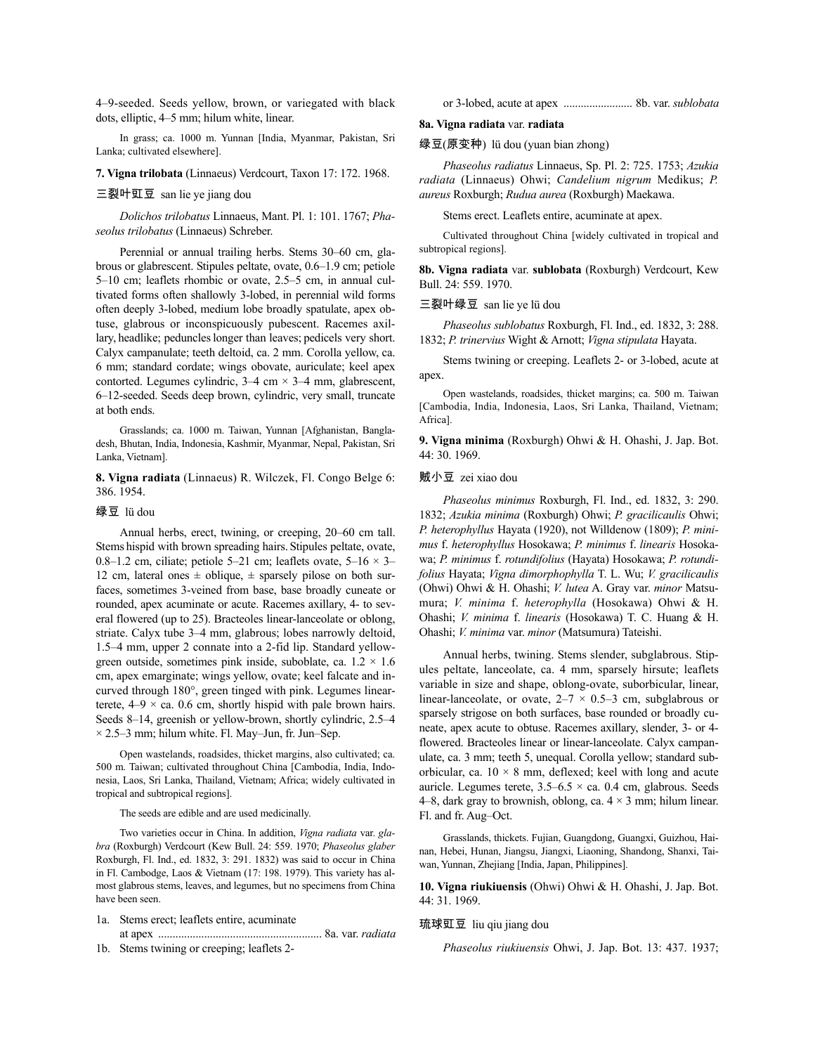4–9-seeded. Seeds yellow, brown, or variegated with black dots, elliptic, 4–5 mm; hilum white, linear.

In grass; ca. 1000 m. Yunnan [India, Myanmar, Pakistan, Sri Lanka; cultivated elsewhere].

**7. Vigna trilobata** (Linnaeus) Verdcourt, Taxon 17: 172. 1968.

三裂叶豇豆 san lie ye jiang dou

*Dolichos trilobatus* Linnaeus, Mant. Pl. 1: 101. 1767; *Phaseolus trilobatus* (Linnaeus) Schreber.

Perennial or annual trailing herbs. Stems 30–60 cm, glabrous or glabrescent. Stipules peltate, ovate, 0.6–1.9 cm; petiole 5–10 cm; leaflets rhombic or ovate, 2.5–5 cm, in annual cultivated forms often shallowly 3-lobed, in perennial wild forms often deeply 3-lobed, medium lobe broadly spatulate, apex obtuse, glabrous or inconspicuously pubescent. Racemes axillary, headlike; peduncles longer than leaves; pedicels very short. Calyx campanulate; teeth deltoid, ca. 2 mm. Corolla yellow, ca. 6 mm; standard cordate; wings obovate, auriculate; keel apex contorted. Legumes cylindric, 3–4 cm × 3–4 mm, glabrescent, 6–12-seeded. Seeds deep brown, cylindric, very small, truncate at both ends.

Grasslands; ca. 1000 m. Taiwan, Yunnan [Afghanistan, Bangladesh, Bhutan, India, Indonesia, Kashmir, Myanmar, Nepal, Pakistan, Sri Lanka, Vietnam].

**8. Vigna radiata** (Linnaeus) R. Wilczek, Fl. Congo Belge 6: 386. 1954.

绿豆 lü dou

Annual herbs, erect, twining, or creeping, 20–60 cm tall. Stems hispid with brown spreading hairs. Stipules peltate, ovate, 0.8–1.2 cm, ciliate; petiole 5–21 cm; leaflets ovate, 5–16 × 3–12 cm, lateral ones ± oblique, ± sparsely pilose on both surfaces, sometimes 3-veined from base, base broadly cuneate or rounded, apex acuminate or acute. Racemes axillary, 4- to several flowered (up to 25). Bracteoles linear-lanceolate or oblong, striate. Calyx tube 3–4 mm, glabrous; lobes narrowly deltoid, 1.5–4 mm, upper 2 connate into a 2-fid lip. Standard yellow-green outside, sometimes pink inside, suboblate, ca. 1.2 × 1.6 cm, apex emarginate; wings yellow, ovate; keel falcate and incurved through 180°, green tinged with pink. Legumes linear-terete, 4–9 × ca. 0.6 cm, shortly hispid with pale brown hairs. Seeds 8–14, greenish or yellow-brown, shortly cylindric, 2.5–4 × 2.5–3 mm; hilum white. Fl. May–Jun, fr. Jun–Sep.

Open wastelands, roadsides, thicket margins, also cultivated; ca. 500 m. Taiwan; cultivated throughout China [Cambodia, India, Indonesia, Laos, Sri Lanka, Thailand, Vietnam; Africa; widely cultivated in tropical and subtropical regions].

The seeds are edible and are used medicinally.

Two varieties occur in China. In addition, *Vigna radiata* var. *glabra* (Roxburgh) Verdcourt (Kew Bull. 24: 559. 1970; *Phaseolus glaber* Roxburgh, Fl. Ind., ed. 1832, 3: 291. 1832) was said to occur in China in Fl. Cambodge, Laos & Vietnam (17: 198. 1979). This variety has almost glabrous stems, leaves, and legumes, but no specimens from China have been seen.

1a. Stems erect; leaflets entire, acuminate at apex ........................................................ 8a. var. *radiata*
1b. Stems twining or creeping; leaflets 2- or 3-lobed, acute at apex ........................ 8b. var. *sublobata*

**8a. Vigna radiata** var. **radiata**

绿豆(原变种) lü dou (yuan bian zhong)

*Phaseolus radiatus* Linnaeus, Sp. Pl. 2: 725. 1753; *Azukia radiata* (Linnaeus) Ohwi; *Candelium nigrum* Medikus; *P. aureus* Roxburgh; *Rudua aurea* (Roxburgh) Maekawa.

Stems erect. Leaflets entire, acuminate at apex.

Cultivated throughout China [widely cultivated in tropical and subtropical regions].

**8b. Vigna radiata** var. **sublobata** (Roxburgh) Verdcourt, Kew Bull. 24: 559. 1970.

三裂叶绿豆 san lie ye lü dou

*Phaseolus sublobatus* Roxburgh, Fl. Ind., ed. 1832, 3: 288. 1832; *P. trinervius* Wight & Arnott; *Vigna stipulata* Hayata.

Stems twining or creeping. Leaflets 2- or 3-lobed, acute at apex.

Open wastelands, roadsides, thicket margins; ca. 500 m. Taiwan [Cambodia, India, Indonesia, Laos, Sri Lanka, Thailand, Vietnam; Africa].

**9. Vigna minima** (Roxburgh) Ohwi & H. Ohashi, J. Jap. Bot. 44: 30. 1969.

贼小豆 zei xiao dou

*Phaseolus minimus* Roxburgh, Fl. Ind., ed. 1832, 3: 290. 1832; *Azukia minima* (Roxburgh) Ohwi; *P. gracilicaulis* Ohwi; *P. heterophyllus* Hayata (1920), not Willdenow (1809); *P. minimus* f. *heterophyllus* Hosokawa; *P. minimus* f. *linearis* Hosokawa; *P. minimus* f. *rotundifolius* (Hayata) Hosokawa; *P. rotundifolius* Hayata; *Vigna dimorphophylla* T. L. Wu; *V. gracilicaulis* (Ohwi) Ohwi & H. Ohashi; *V. lutea* A. Gray var. *minor* Matsumura; *V. minima* f. *heterophylla* (Hosokawa) Ohwi & H. Ohashi; *V. minima* f. *linearis* (Hosokawa) T. C. Huang & H. Ohashi; *V. minima* var. *minor* (Matsumura) Tateishi.

Annual herbs, twining. Stems slender, subglabrous. Stipules peltate, lanceolate, ca. 4 mm, sparsely hirsute; leaflets variable in size and shape, oblong-ovate, suborbicular, linear, linear-lanceolate, or ovate, 2–7 × 0.5–3 cm, subglabrous or sparsely strigose on both surfaces, base rounded or broadly cuneate, apex acute to obtuse. Racemes axillary, slender, 3- or 4-flowered. Bracteoles linear or linear-lanceolate. Calyx campanulate, ca. 3 mm; teeth 5, unequal. Corolla yellow; standard suborbicular, ca. 10 × 8 mm, deflexed; keel with long and acute auricle. Legumes terete, 3.5–6.5 × ca. 0.4 cm, glabrous. Seeds 4–8, dark gray to brownish, oblong, ca. 4 × 3 mm; hilum linear. Fl. and fr. Aug–Oct.

Grasslands, thickets. Fujian, Guangdong, Guangxi, Guizhou, Hainan, Hebei, Hunan, Jiangsu, Jiangxi, Liaoning, Shandong, Shanxi, Taiwan, Yunnan, Zhejiang [India, Japan, Philippines].

**10. Vigna riukiuensis** (Ohwi) Ohwi & H. Ohashi, J. Jap. Bot. 44: 31. 1969.

琉球豇豆 liu qiu jiang dou

*Phaseolus riukiuensis* Ohwi, J. Jap. Bot. 13: 437. 1937;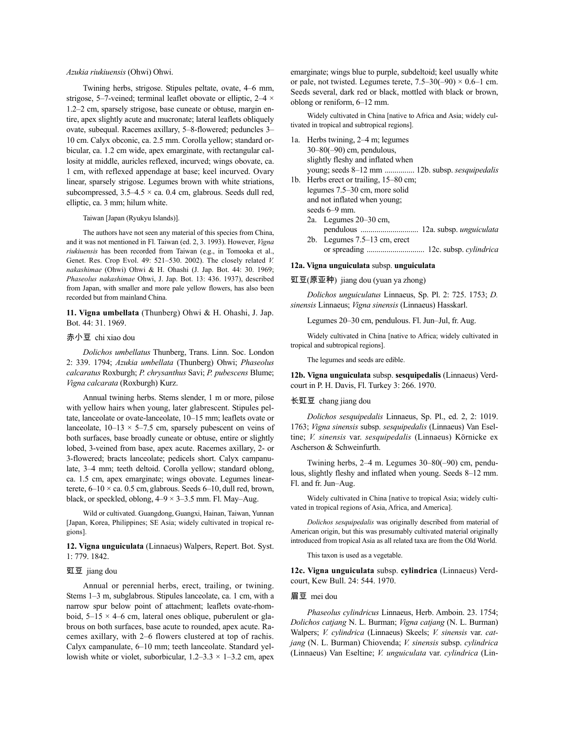*Azukia riukiuensis* (Ohwi) Ohwi.

Twining herbs, strigose. Stipules peltate, ovate, 4–6 mm, strigose, 5–7-veined; terminal leaflet obovate or elliptic, 2–4 × 1.2–2 cm, sparsely strigose, base cuneate or obtuse, margin entire, apex slightly acute and mucronate; lateral leaflets obliquely ovate, subequal. Racemes axillary, 5–8-flowered; peduncles 3–10 cm. Calyx obconic, ca. 2.5 mm. Corolla yellow; standard orbicular, ca. 1.2 cm wide, apex emarginate, with rectangular callosity at middle, auricles reflexed, incurved; wings obovate, ca. 1 cm, with reflexed appendage at base; keel incurved. Ovary linear, sparsely strigose. Legumes brown with white striations, subcompressed, 3.5–4.5 × ca. 0.4 cm, glabrous. Seeds dull red, elliptic, ca. 3 mm; hilum white.

Taiwan [Japan (Ryukyu Islands)].

The authors have not seen any material of this species from China, and it was not mentioned in Fl. Taiwan (ed. 2, 3. 1993). However, *Vigna riukiuensis* has been recorded from Taiwan (e.g., in Tomooka et al., Genet. Res. Crop Evol. 49: 521–530. 2002). The closely related *V. nakashimae* (Ohwi) Ohwi & H. Ohashi (J. Jap. Bot. 44: 30. 1969; *Phaseolus nakashimae* Ohwi, J. Jap. Bot. 13: 436. 1937), described from Japan, with smaller and more pale yellow flowers, has also been recorded but from mainland China.

**11. Vigna umbellata** (Thunberg) Ohwi & H. Ohashi, J. Jap. Bot. 44: 31. 1969.

赤小豆 chi xiao dou

*Dolichos umbellatus* Thunberg, Trans. Linn. Soc. London 2: 339. 1794; *Azukia umbellata* (Thunberg) Ohwi; *Phaseolus calcaratus* Roxburgh; *P. chrysanthus* Savi; *P. pubescens* Blume; *Vigna calcarata* (Roxburgh) Kurz.

Annual twining herbs. Stems slender, 1 m or more, pilose with yellow hairs when young, later glabrescent. Stipules peltate, lanceolate or ovate-lanceolate, 10–15 mm; leaflets ovate or lanceolate, 10–13 × 5–7.5 cm, sparsely pubescent on veins of both surfaces, base broadly cuneate or obtuse, entire or slightly lobed, 3-veined from base, apex acute. Racemes axillary, 2- or 3-flowered; bracts lanceolate; pedicels short. Calyx campanulate, 3–4 mm; teeth deltoid. Corolla yellow; standard oblong, ca. 1.5 cm, apex emarginate; wings obovate. Legumes linear-terete, 6–10 × ca. 0.5 cm, glabrous. Seeds 6–10, dull red, brown, black, or speckled, oblong, 4–9 × 3–3.5 mm. Fl. May–Aug.

Wild or cultivated. Guangdong, Guangxi, Hainan, Taiwan, Yunnan [Japan, Korea, Philippines; SE Asia; widely cultivated in tropical regions].

**12. Vigna unguiculata** (Linnaeus) Walpers, Repert. Bot. Syst. 1: 779. 1842.

豇豆 jiang dou

Annual or perennial herbs, erect, trailing, or twining. Stems 1–3 m, subglabrous. Stipules lanceolate, ca. 1 cm, with a narrow spur below point of attachment; leaflets ovate-rhomboid, 5–15 × 4–6 cm, lateral ones oblique, puberulent or glabrous on both surfaces, base acute to rounded, apex acute. Racemes axillary, with 2–6 flowers clustered at top of rachis. Calyx campanulate, 6–10 mm; teeth lanceolate. Standard yellowish white or violet, suborbicular, 1.2–3.3 × 1–3.2 cm, apex emarginate; wings blue to purple, subdeltoid; keel usually white or pale, not twisted. Legumes terete, 7.5–30(–90) × 0.6–1 cm. Seeds several, dark red or black, mottled with black or brown, oblong or reniform, 6–12 mm.

Widely cultivated in China [native to Africa and Asia; widely cultivated in tropical and subtropical regions].

1a. Herbs twining, 2–4 m; legumes 30–80(–90) cm, pendulous, slightly fleshy and inflated when young; seeds 8–12 mm ............... 12b. subsp. *sesquipedalis*
1b. Herbs erect or trailing, 15–80 cm; legumes 7.5–30 cm, more solid and not inflated when young; seeds 6–9 mm.
 2a. Legumes 20–30 cm, pendulous ............................ 12a. subsp. *unguiculata*
 2b. Legumes 7.5–13 cm, erect or spreading ............................ 12c. subsp. *cylindrica*

**12a. Vigna unguiculata** subsp. **unguiculata**

豇豆(原亚种) jiang dou (yuan ya zhong)

*Dolichos unguiculatus* Linnaeus, Sp. Pl. 2: 725. 1753; *D. sinensis* Linnaeus; *Vigna sinensis* (Linnaeus) Hasskarl.

Legumes 20–30 cm, pendulous. Fl. Jun–Jul, fr. Aug.

Widely cultivated in China [native to Africa; widely cultivated in tropical and subtropical regions].

The legumes and seeds are edible.

**12b. Vigna unguiculata** subsp. **sesquipedalis** (Linnaeus) Verdcourt in P. H. Davis, Fl. Turkey 3: 266. 1970.

长豇豆 chang jiang dou

*Dolichos sesquipedalis* Linnaeus, Sp. Pl., ed. 2, 2: 1019. 1763; *Vigna sinensis* subsp. *sesquipedalis* (Linnaeus) Van Eseltine; *V. sinensis* var. *sesquipedalis* (Linnaeus) Körnicke ex Ascherson & Schweinfurth.

Twining herbs, 2–4 m. Legumes 30–80(–90) cm, pendulous, slightly fleshy and inflated when young. Seeds 8–12 mm. Fl. and fr. Jun–Aug.

Widely cultivated in China [native to tropical Asia; widely cultivated in tropical regions of Asia, Africa, and America].

*Dolichos sesquipedalis* was originally described from material of American origin, but this was presumably cultivated material originally introduced from tropical Asia as all related taxa are from the Old World.

This taxon is used as a vegetable.

**12c. Vigna unguiculata** subsp. **cylindrica** (Linnaeus) Verdcourt, Kew Bull. 24: 544. 1970.

眉豆 mei dou

*Phaseolus cylindricus* Linnaeus, Herb. Amboin. 23. 1754; *Dolichos catjang* N. L. Burman; *Vigna catjang* (N. L. Burman) Walpers; *V. cylindrica* (Linnaeus) Skeels; *V. sinensis* var. *catjang* (N. L. Burman) Chiovenda; *V. sinensis* subsp. *cylindrica* (Linnaeus) Van Eseltine; *V. unguiculata* var. *cylindrica* (Lin-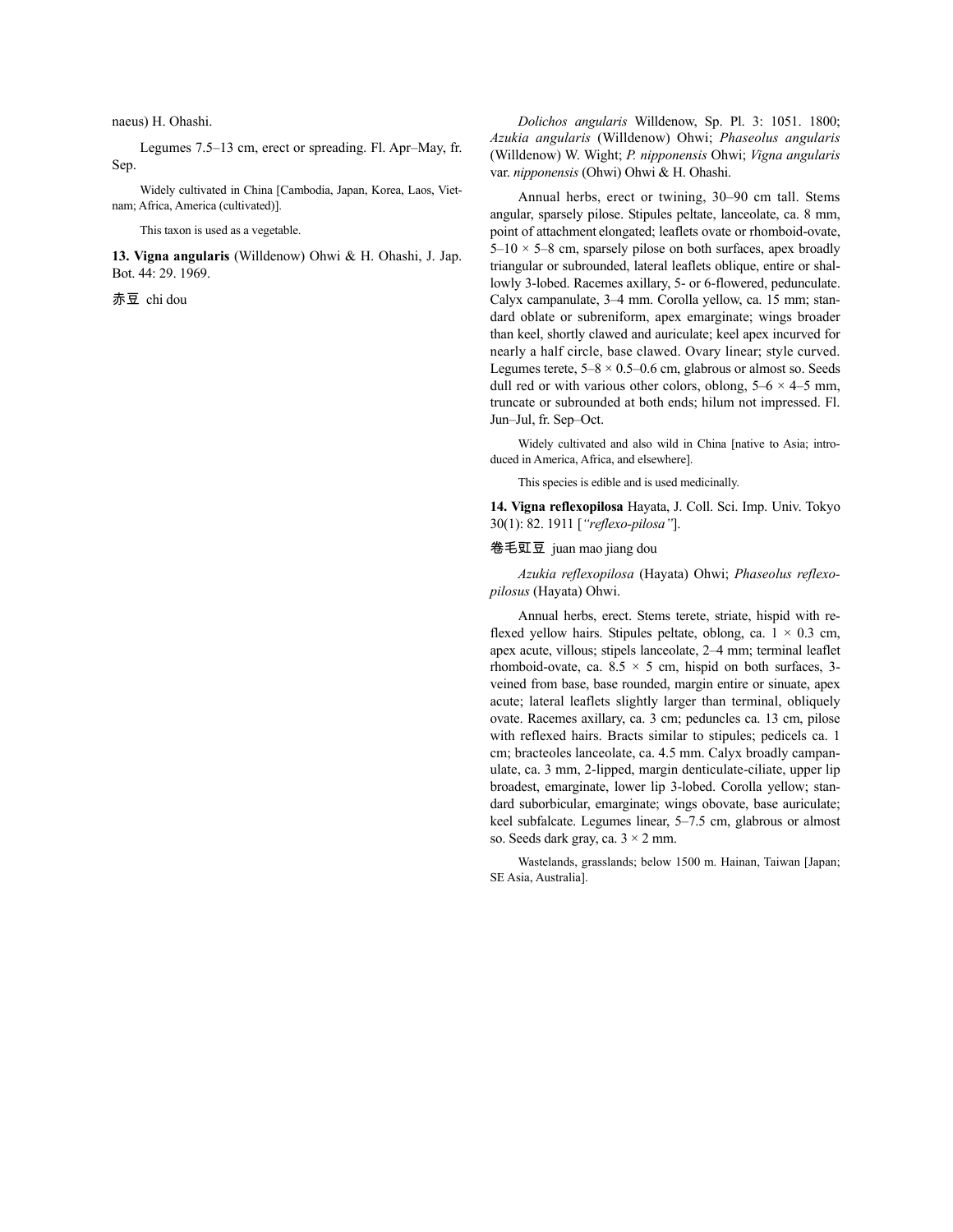naeus) H. Ohashi.

Legumes 7.5–13 cm, erect or spreading. Fl. Apr–May, fr. Sep.

Widely cultivated in China [Cambodia, Japan, Korea, Laos, Vietnam; Africa, America (cultivated)].

This taxon is used as a vegetable.

**13. Vigna angularis** (Willdenow) Ohwi & H. Ohashi, J. Jap. Bot. 44: 29. 1969.

赤豆 chi dou

*Dolichos angularis* Willdenow, Sp. Pl. 3: 1051. 1800; *Azukia angularis* (Willdenow) Ohwi; *Phaseolus angularis* (Willdenow) W. Wight; *P. nipponensis* Ohwi; *Vigna angularis* var. *nipponensis* (Ohwi) Ohwi & H. Ohashi.

Annual herbs, erect or twining, 30–90 cm tall. Stems angular, sparsely pilose. Stipules peltate, lanceolate, ca. 8 mm, point of attachment elongated; leaflets ovate or rhomboid-ovate, 5–10 × 5–8 cm, sparsely pilose on both surfaces, apex broadly triangular or subrounded, lateral leaflets oblique, entire or shallowly 3-lobed. Racemes axillary, 5- or 6-flowered, pedunculate. Calyx campanulate, 3–4 mm. Corolla yellow, ca. 15 mm; standard oblate or subreniform, apex emarginate; wings broader than keel, shortly clawed and auriculate; keel apex incurved for nearly a half circle, base clawed. Ovary linear; style curved. Legumes terete, 5–8 × 0.5–0.6 cm, glabrous or almost so. Seeds dull red or with various other colors, oblong, 5–6 × 4–5 mm, truncate or subrounded at both ends; hilum not impressed. Fl. Jun–Jul, fr. Sep–Oct.

Widely cultivated and also wild in China [native to Asia; introduced in America, Africa, and elsewhere].

This species is edible and is used medicinally.

**14. Vigna reflexopilosa** Hayata, J. Coll. Sci. Imp. Univ. Tokyo 30(1): 82. 1911 [*"reflexo-pilosa"*].

卷毛豇豆 juan mao jiang dou

*Azukia reflexopilosa* (Hayata) Ohwi; *Phaseolus reflexopilosus* (Hayata) Ohwi.

Annual herbs, erect. Stems terete, striate, hispid with reflexed yellow hairs. Stipules peltate, oblong, ca. 1 × 0.3 cm, apex acute, villous; stipels lanceolate, 2–4 mm; terminal leaflet rhomboid-ovate, ca. 8.5 × 5 cm, hispid on both surfaces, 3-veined from base, base rounded, margin entire or sinuate, apex acute; lateral leaflets slightly larger than terminal, obliquely ovate. Racemes axillary, ca. 3 cm; peduncles ca. 13 cm, pilose with reflexed hairs. Bracts similar to stipules; pedicels ca. 1 cm; bracteoles lanceolate, ca. 4.5 mm. Calyx broadly campanulate, ca. 3 mm, 2-lipped, margin denticulate-ciliate, upper lip broadest, emarginate, lower lip 3-lobed. Corolla yellow; standard suborbicular, emarginate; wings obovate, base auriculate; keel subfalcate. Legumes linear, 5–7.5 cm, glabrous or almost so. Seeds dark gray, ca. 3 × 2 mm.

Wastelands, grasslands; below 1500 m. Hainan, Taiwan [Japan; SE Asia, Australia].